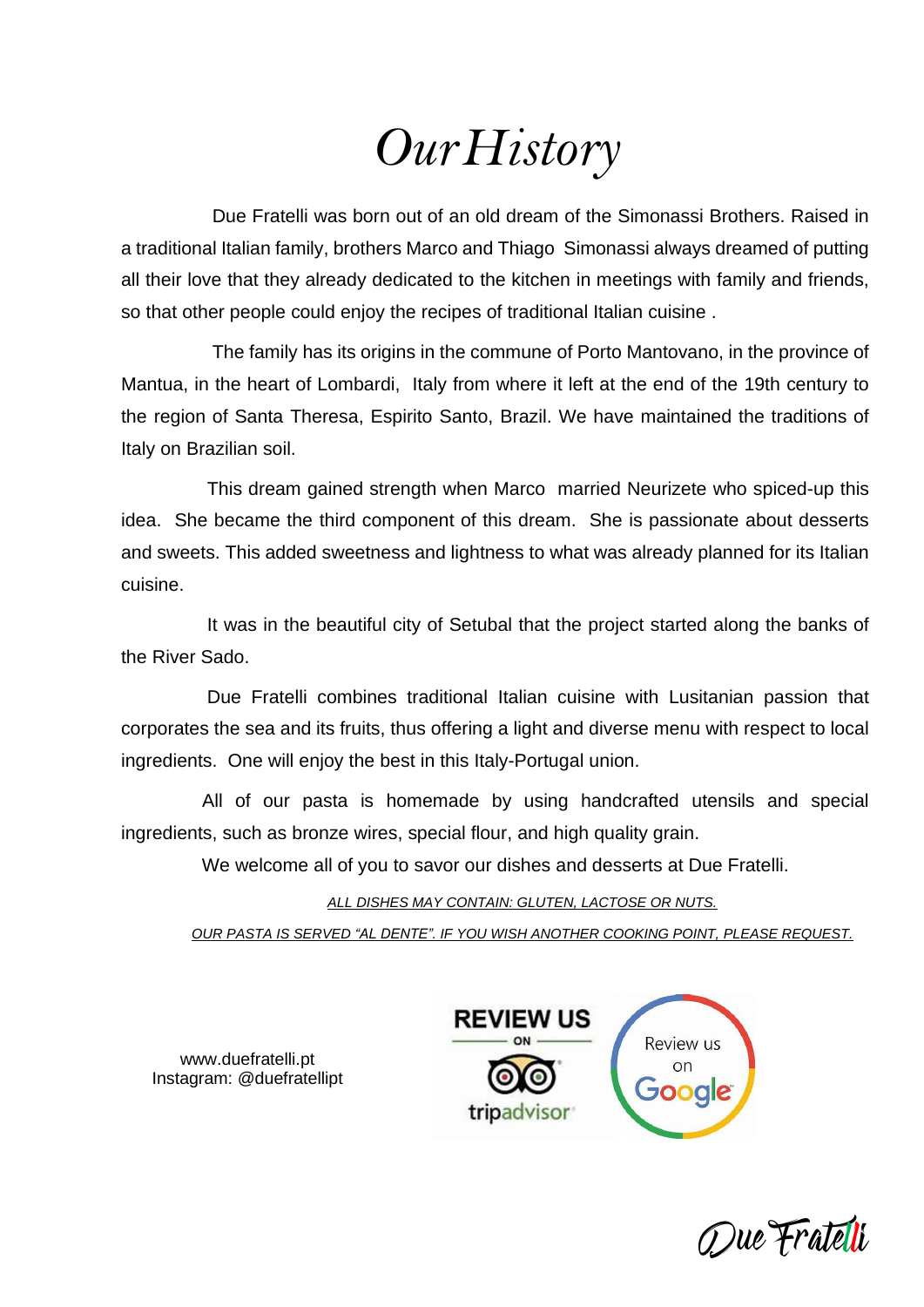# Our History

Due Fratelli was born out of an old dream of the Simonassi Brothers. Raised in a traditional Italian family, brothers Marco and Thiago Simonassi always dreamed of putting all their love that they already dedicated to the kitchen in meetings with family and friends, so that other people could enjoy the recipes of traditional Italian cuisine .

The family has its origins in the commune of Porto Mantovano, in the province of Mantua, in the heart of Lombardi, Italy from where it left at the end of the 19th century to the region of Santa Theresa, Espirito Santo, Brazil. We have maintained the traditions of Italy on Brazilian soil.

This dream gained strength when Marco married Neurizete who spiced-up this idea. She became the third component of this dream. She is passionate about desserts and sweets. This added sweetness and lightness to what was already planned for its Italian cuisine.

It was in the beautiful city of Setubal that the project started along the banks of the River Sado.

Due Fratelli combines traditional Italian cuisine with Lusitanian passion that corporates the sea and its fruits, thus offering a light and diverse menu with respect to local ingredients. One will enjoy the best in this Italy-Portugal union.

All of our pasta is homemade by using handcrafted utensils and special ingredients, such as bronze wires, special flour, and high quality grain.

We welcome all of you to savor our dishes and desserts at Due Fratelli.

*ALL DISHES MAY CONTAIN: GLUTEN, LACTOSE OR NUTS.*

*OUR PASTA IS SERVED "AL DENTE". IF YOU WISH ANOTHER COOKING POINT, PLEASE REQUEST.*

www.duefratelli.pt
Instagram: @duefratellipt

REVIEW US ON tripadvisor

Review us on Google

Due Fratelli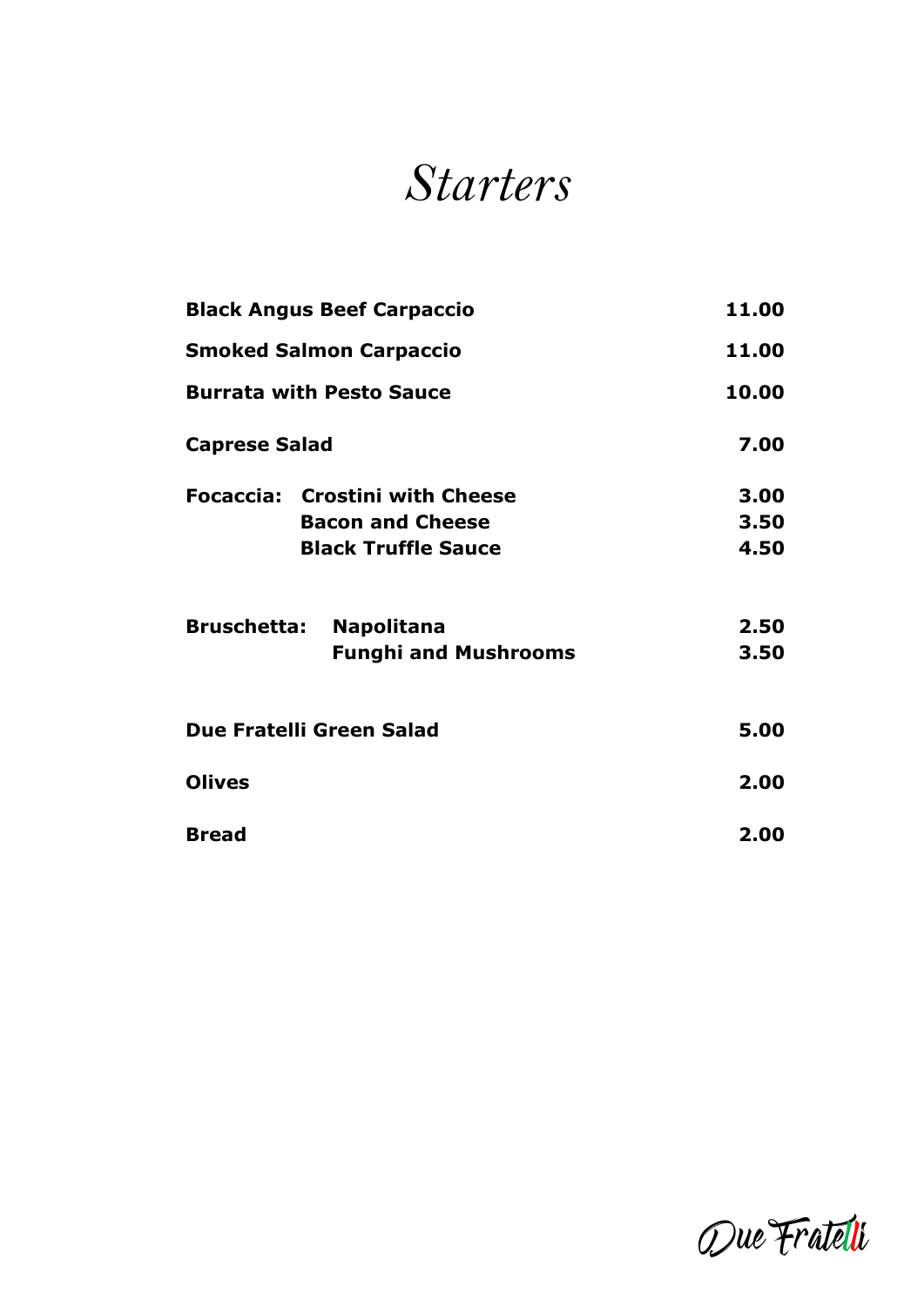# *Starters*

| | |
|---|---|
| **Black Angus Beef Carpaccio** | **11.00** |
| **Smoked Salmon Carpaccio** | **11.00** |
| **Burrata with Pesto Sauce** | **10.00** |
| **Caprese Salad** | **7.00** |
| **Focaccia: Crostini with Cheese** | **3.00** |
| **Bacon and Cheese** | **3.50** |
| **Black Truffle Sauce** | **4.50** |
| **Bruschetta: Napolitana** | **2.50** |
| **Funghi and Mushrooms** | **3.50** |
| **Due Fratelli Green Salad** | **5.00** |
| **Olives** | **2.00** |
| **Bread** | **2.00** |

Due Fratelli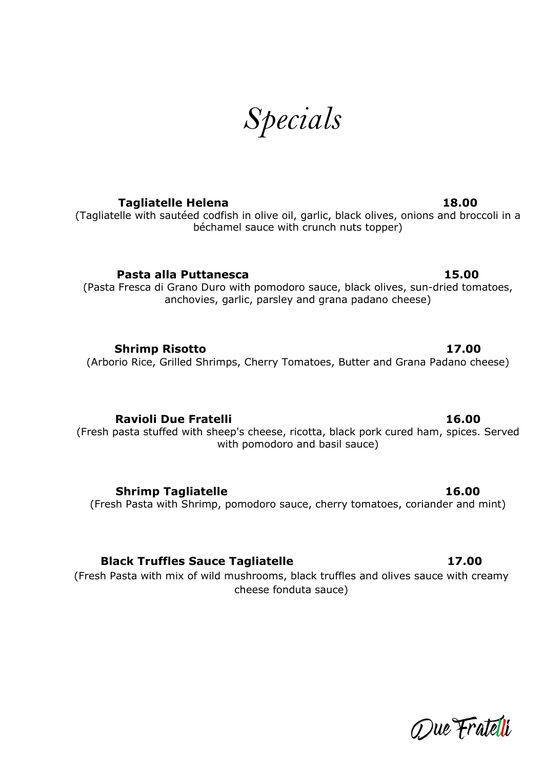# *Specials*

**Tagliatelle Helena** **18.00**

(Tagliatelle with sautéed codfish in olive oil, garlic, black olives, onions and broccoli in a béchamel sauce with crunch nuts topper)

**Pasta alla Puttanesca** **15.00**

(Pasta Fresca di Grano Duro with pomodoro sauce, black olives, sun-dried tomatoes, anchovies, garlic, parsley and grana padano cheese)

**Shrimp Risotto** **17.00**

(Arborio Rice, Grilled Shrimps, Cherry Tomatoes, Butter and Grana Padano cheese)

**Ravioli Due Fratelli** **16.00**

(Fresh pasta stuffed with sheep's cheese, ricotta, black pork cured ham, spices. Served with pomodoro and basil sauce)

**Shrimp Tagliatelle** **16.00**

(Fresh Pasta with Shrimp, pomodoro sauce, cherry tomatoes, coriander and mint)

**Black Truffles Sauce Tagliatelle** **17.00**

(Fresh Pasta with mix of wild mushrooms, black truffles and olives sauce with creamy cheese fonduta sauce)

Due Fratelli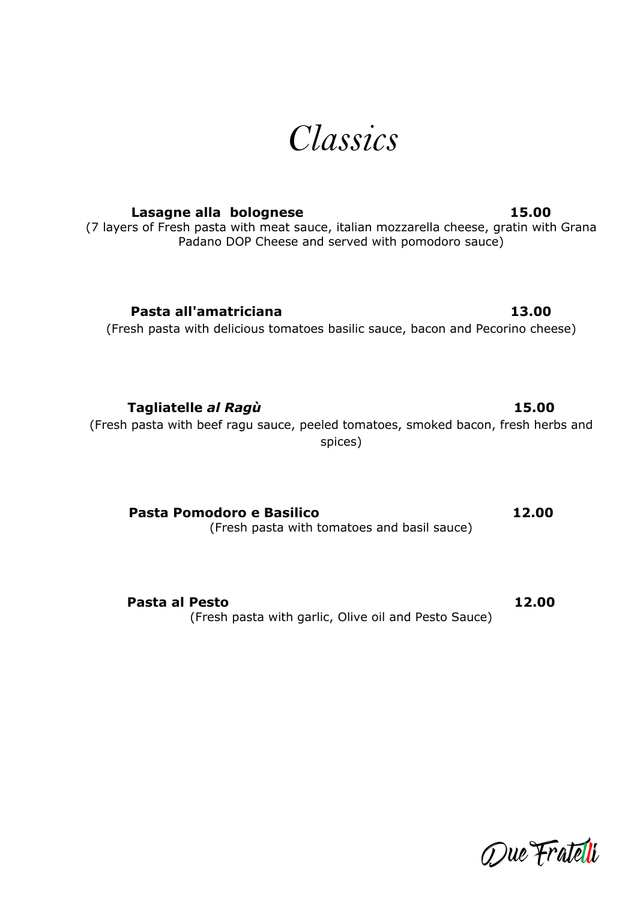# *Classics*

**Lasagne alla bolognese** **15.00**

(7 layers of Fresh pasta with meat sauce, italian mozzarella cheese, gratin with Grana Padano DOP Cheese and served with pomodoro sauce)

**Pasta all'amatriciana** **13.00**

(Fresh pasta with delicious tomatoes basilic sauce, bacon and Pecorino cheese)

**Tagliatelle *al Ragù*** **15.00**

(Fresh pasta with beef ragu sauce, peeled tomatoes, smoked bacon, fresh herbs and spices)

**Pasta Pomodoro e Basilico** **12.00**

(Fresh pasta with tomatoes and basil sauce)

**Pasta al Pesto** **12.00**

(Fresh pasta with garlic, Olive oil and Pesto Sauce)

Due Fratelli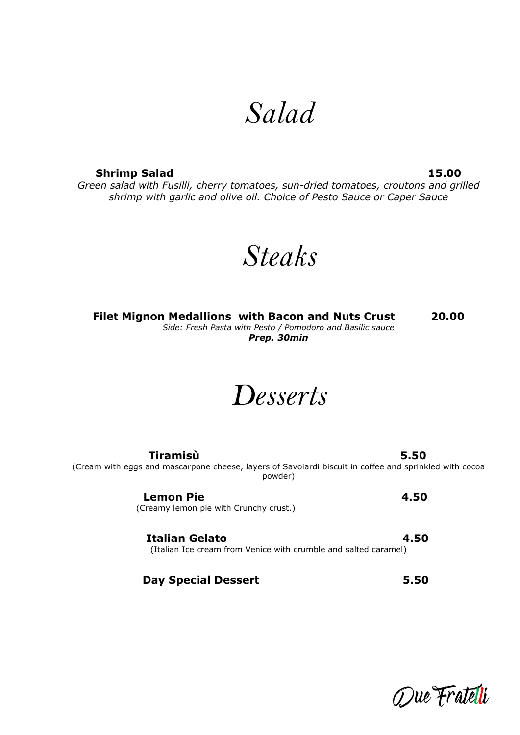# *Salad*

**Shrimp Salad** **15.00**

*Green salad with Fusilli, cherry tomatoes, sun-dried tomatoes, croutons and grilled shrimp with garlic and olive oil. Choice of Pesto Sauce or Caper Sauce*

# *Steaks*

**Filet Mignon Medallions with Bacon and Nuts Crust** **20.00**

*Side: Fresh Pasta with Pesto / Pomodoro and Basilic sauce*

***Prep. 30min***

# *Desserts*

**Tiramisù** **5.50**

(Cream with eggs and mascarpone cheese, layers of Savoiardi biscuit in coffee and sprinkled with cocoa powder)

**Lemon Pie** **4.50**

(Creamy lemon pie with Crunchy crust.)

**Italian Gelato** **4.50**

(Italian Ice cream from Venice with crumble and salted caramel)

**Day Special Dessert** **5.50**

Due Fratelli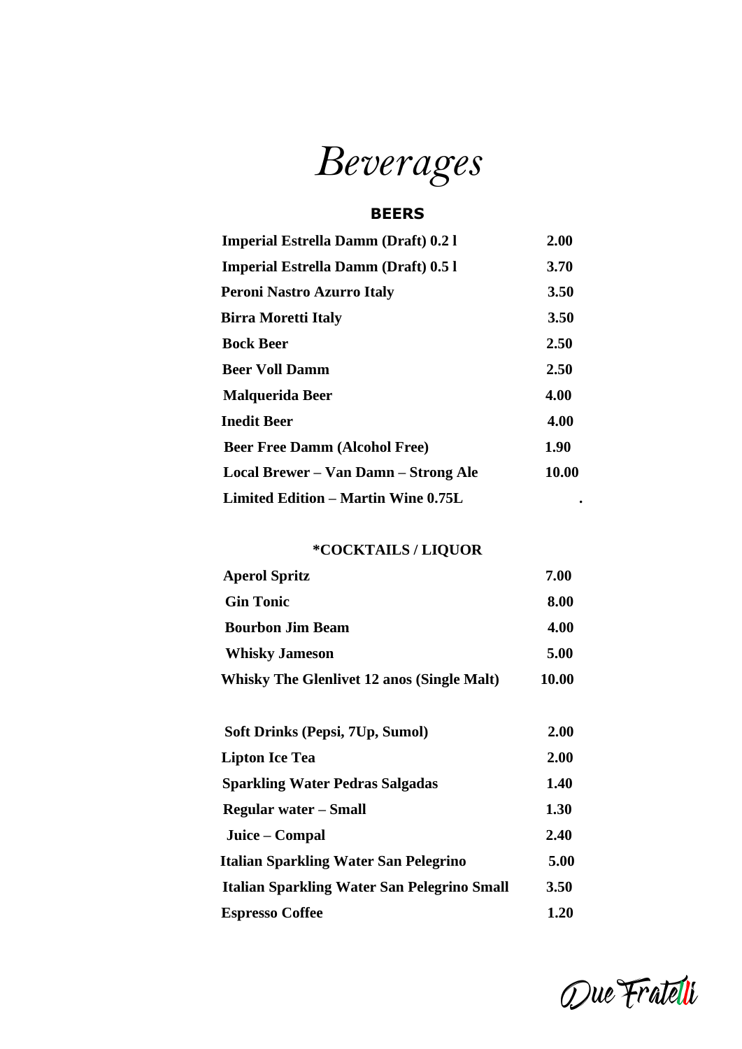# *Beverages*

## BEERS

| | |
|---|---|
| **Imperial Estrella Damm (Draft) 0.2 l** | **2.00** |
| **Imperial Estrella Damm (Draft) 0.5 l** | **3.70** |
| **Peroni Nastro Azurro Italy** | **3.50** |
| **Birra Moretti Italy** | **3.50** |
| **Bock Beer** | **2.50** |
| **Beer Voll Damm** | **2.50** |
| **Malquerida Beer** | **4.00** |
| **Inedit Beer** | **4.00** |
| **Beer Free Damm (Alcohol Free)** | **1.90** |
| **Local Brewer – Van Damn – Strong Ale** | **10.00** |
| **Limited Edition – Martin Wine 0.75L** | **.** |

## *COCKTAILS / LIQUOR

| | |
|---|---|
| **Aperol Spritz** | **7.00** |
| **Gin Tonic** | **8.00** |
| **Bourbon Jim Beam** | **4.00** |
| **Whisky Jameson** | **5.00** |
| **Whisky The Glenlivet 12 anos (Single Malt)** | **10.00** |

| | |
|---|---|
| **Soft Drinks (Pepsi, 7Up, Sumol)** | **2.00** |
| **Lipton Ice Tea** | **2.00** |
| **Sparkling Water Pedras Salgadas** | **1.40** |
| **Regular water – Small** | **1.30** |
| **Juice – Compal** | **2.40** |
| **Italian Sparkling Water San Pelegrino** | **5.00** |
| **Italian Sparkling Water San Pelegrino Small** | **3.50** |
| **Espresso Coffee** | **1.20** |

Due Fratelli